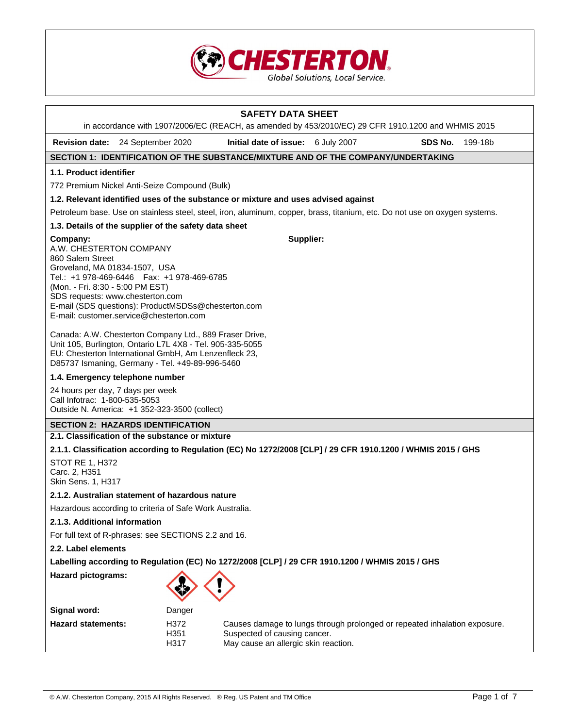CHESTERTON
Global Solutions, Local Service.

# SAFETY DATA SHEET

in accordance with 1907/2006/EC (REACH, as amended by 453/2010/EC) 29 CFR 1910.1200 and WHMIS 2015

**Revision date:** 24 September 2020 **Initial date of issue:** 6 July 2007 **SDS No.** 199-18b

## SECTION 1: IDENTIFICATION OF THE SUBSTANCE/MIXTURE AND OF THE COMPANY/UNDERTAKING

### 1.1. Product identifier

772 Premium Nickel Anti-Seize Compound (Bulk)

### 1.2. Relevant identified uses of the substance or mixture and uses advised against

Petroleum base. Use on stainless steel, steel, iron, aluminum, copper, brass, titanium, etc. Do not use on oxygen systems.

### 1.3. Details of the supplier of the safety data sheet

**Company:**
A.W. CHESTERTON COMPANY
860 Salem Street
Groveland, MA 01834-1507, USA
Tel.: +1 978-469-6446 Fax: +1 978-469-6785
(Mon. - Fri. 8:30 - 5:00 PM EST)
SDS requests: www.chesterton.com
E-mail (SDS questions): ProductMSDSs@chesterton.com
E-mail: customer.service@chesterton.com

**Supplier:**

Canada: A.W. Chesterton Company Ltd., 889 Fraser Drive, Unit 105, Burlington, Ontario L7L 4X8 - Tel. 905-335-5055
EU: Chesterton International GmbH, Am Lenzenfleck 23, D85737 Ismaning, Germany - Tel. +49-89-996-5460

### 1.4. Emergency telephone number

24 hours per day, 7 days per week
Call Infotrac: 1-800-535-5053
Outside N. America: +1 352-323-3500 (collect)

## SECTION 2: HAZARDS IDENTIFICATION

### 2.1. Classification of the substance or mixture

#### 2.1.1. Classification according to Regulation (EC) No 1272/2008 [CLP] / 29 CFR 1910.1200 / WHMIS 2015 / GHS

STOT RE 1, H372
Carc. 2, H351
Skin Sens. 1, H317

#### 2.1.2. Australian statement of hazardous nature

Hazardous according to criteria of Safe Work Australia.

#### 2.1.3. Additional information

For full text of R-phrases: see SECTIONS 2.2 and 16.

### 2.2. Label elements

**Labelling according to Regulation (EC) No 1272/2008 [CLP] / 29 CFR 1910.1200 / WHMIS 2015 / GHS**

**Hazard pictograms:**

**Signal word:** Danger

**Hazard statements:**

| | |
|---|---|
| H372 | Causes damage to lungs through prolonged or repeated inhalation exposure. |
| H351 | Suspected of causing cancer. |
| H317 | May cause an allergic skin reaction. |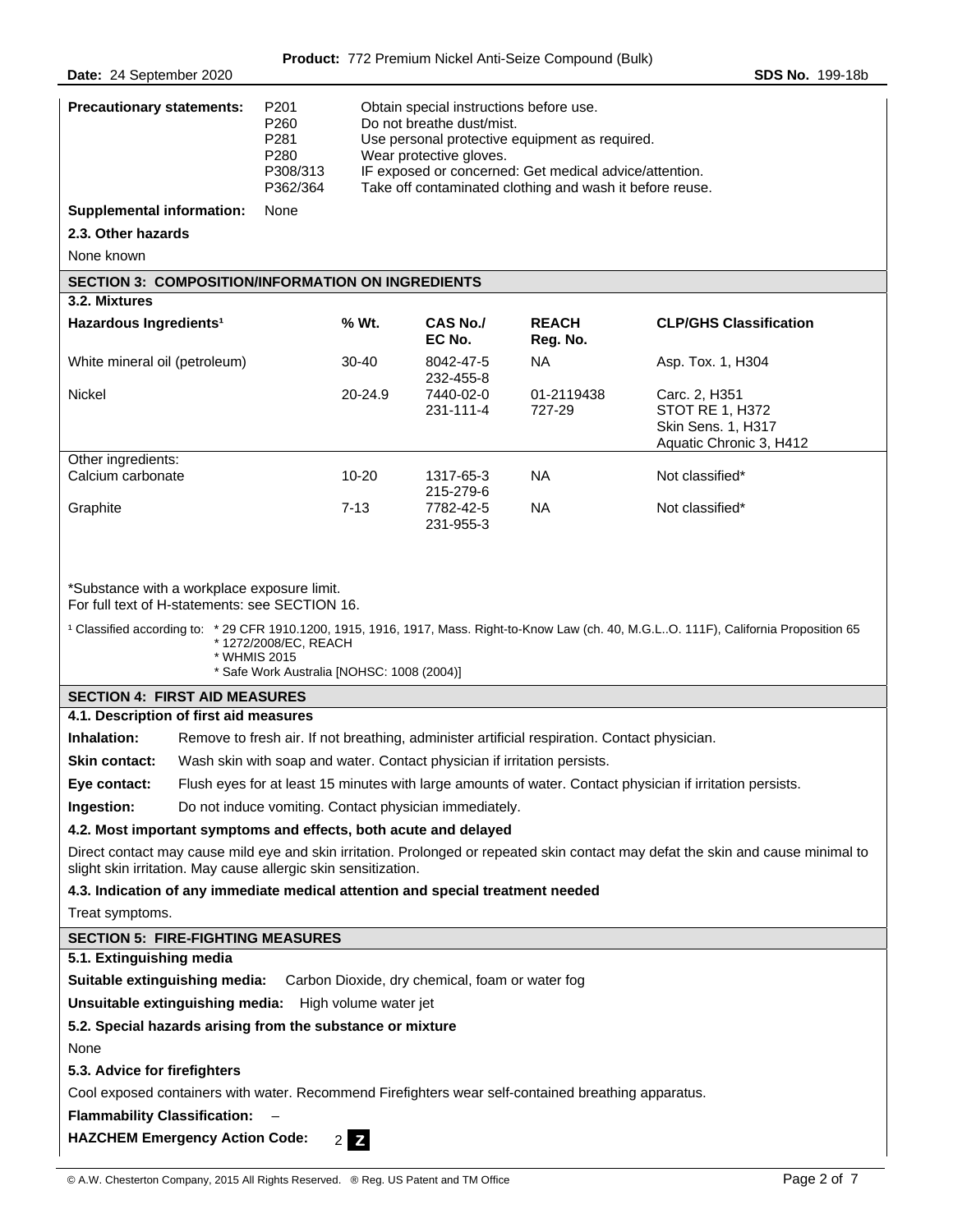**Precautionary statements:**

| | |
|---|---|
| P201 | Obtain special instructions before use. |
| P260 | Do not breathe dust/mist. |
| P281 | Use personal protective equipment as required. |
| P280 | Wear protective gloves. |
| P308/313 | IF exposed or concerned: Get medical advice/attention. |
| P362/364 | Take off contaminated clothing and wash it before reuse. |

**Supplemental information:** None

**2.3. Other hazards**

None known

## SECTION 3: COMPOSITION/INFORMATION ON INGREDIENTS

**3.2. Mixtures**

| Hazardous Ingredients[1] | % Wt. | CAS No./ EC No. | REACH Reg. No. | CLP/GHS Classification |
|---|---|---|---|---|
| White mineral oil (petroleum) | 30-40 | 8042-47-5 232-455-8 | NA | Asp. Tox. 1, H304 |
| Nickel | 20-24.9 | 7440-02-0 231-111-4 | 01-2119438 727-29 | Carc. 2, H351 STOT RE 1, H372 Skin Sens. 1, H317 Aquatic Chronic 3, H412 |
| Other ingredients: | | | | |
| Calcium carbonate | 10-20 | 1317-65-3 215-279-6 | NA | Not classified* |
| Graphite | 7-13 | 7782-42-5 231-955-3 | NA | Not classified* |

*Substance with a workplace exposure limit.
For full text of H-statements: see SECTION 16.

[1] Classified according to: * 29 CFR 1910.1200, 1915, 1916, 1917, Mass. Right-to-Know Law (ch. 40, M.G.L..O. 111F), California Proposition 65
* 1272/2008/EC, REACH
* WHMIS 2015
* Safe Work Australia [NOHSC: 1008 (2004)]

## SECTION 4: FIRST AID MEASURES

**4.1. Description of first aid measures**

**Inhalation:** Remove to fresh air. If not breathing, administer artificial respiration. Contact physician.

**Skin contact:** Wash skin with soap and water. Contact physician if irritation persists.

**Eye contact:** Flush eyes for at least 15 minutes with large amounts of water. Contact physician if irritation persists.

**Ingestion:** Do not induce vomiting. Contact physician immediately.

**4.2. Most important symptoms and effects, both acute and delayed**

Direct contact may cause mild eye and skin irritation. Prolonged or repeated skin contact may defat the skin and cause minimal to slight skin irritation. May cause allergic skin sensitization.

**4.3. Indication of any immediate medical attention and special treatment needed**

Treat symptoms.

## SECTION 5: FIRE-FIGHTING MEASURES

**5.1. Extinguishing media**

**Suitable extinguishing media:** Carbon Dioxide, dry chemical, foam or water fog

**Unsuitable extinguishing media:** High volume water jet

**5.2. Special hazards arising from the substance or mixture**

None

**5.3. Advice for firefighters**

Cool exposed containers with water. Recommend Firefighters wear self-contained breathing apparatus.

**Flammability Classification:** –

**HAZCHEM Emergency Action Code:** 2 Z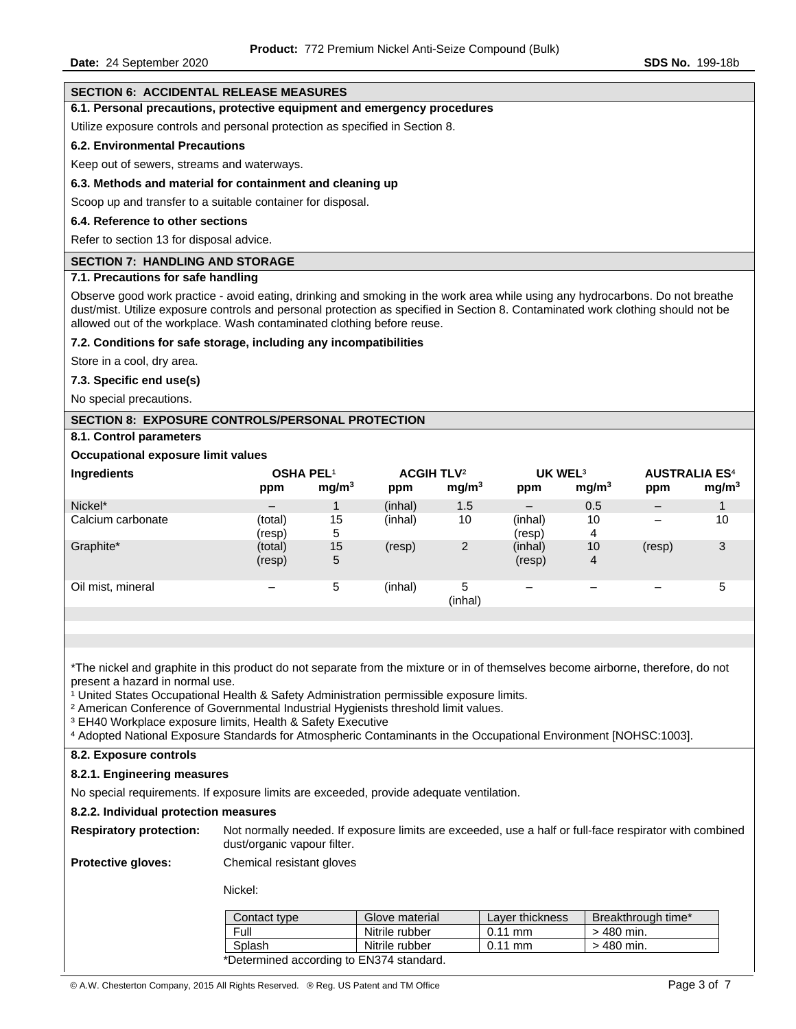## SECTION 6: ACCIDENTAL RELEASE MEASURES

### 6.1. Personal precautions, protective equipment and emergency procedures

Utilize exposure controls and personal protection as specified in Section 8.

### 6.2. Environmental Precautions

Keep out of sewers, streams and waterways.

### 6.3. Methods and material for containment and cleaning up

Scoop up and transfer to a suitable container for disposal.

### 6.4. Reference to other sections

Refer to section 13 for disposal advice.

## SECTION 7: HANDLING AND STORAGE

### 7.1. Precautions for safe handling

Observe good work practice - avoid eating, drinking and smoking in the work area while using any hydrocarbons. Do not breathe dust/mist. Utilize exposure controls and personal protection as specified in Section 8. Contaminated work clothing should not be allowed out of the workplace. Wash contaminated clothing before reuse.

### 7.2. Conditions for safe storage, including any incompatibilities

Store in a cool, dry area.

### 7.3. Specific end use(s)

No special precautions.

## SECTION 8: EXPOSURE CONTROLS/PERSONAL PROTECTION

### 8.1. Control parameters

**Occupational exposure limit values**

| Ingredients | OSHA PEL[1] | | ACGIH TLV[2] | | UK WEL[3] | | AUSTRALIA ES[4] | |
|---|---|---|---|---|---|---|---|---|
| | ppm | $mg/m^3$ | ppm | $mg/m^3$ | ppm | $mg/m^3$ | ppm | $mg/m^3$ |
| Nickel* | – | 1 | (inhal) | 1.5 | – | 0.5 | – | 1 |
| Calcium carbonate | (total) (resp) | 15 5 | (inhal) | 10 | (inhal) (resp) | 10 4 | – | 10 |
| Graphite* | (total) (resp) | 15 5 | (resp) | 2 | (inhal) (resp) | 10 4 | (resp) | 3 |
| Oil mist, mineral | – | 5 | (inhal) | 5 (inhal) | – | – | – | 5 |

*The nickel and graphite in this product do not separate from the mixture or in of themselves become airborne, therefore, do not present a hazard in normal use.

[1] United States Occupational Health & Safety Administration permissible exposure limits.
[2] American Conference of Governmental Industrial Hygienists threshold limit values.
[3] EH40 Workplace exposure limits, Health & Safety Executive
[4] Adopted National Exposure Standards for Atmospheric Contaminants in the Occupational Environment [NOHSC:1003].

### 8.2. Exposure controls

#### 8.2.1. Engineering measures

No special requirements. If exposure limits are exceeded, provide adequate ventilation.

#### 8.2.2. Individual protection measures

**Respiratory protection:** Not normally needed. If exposure limits are exceeded, use a half or full-face respirator with combined dust/organic vapour filter.

**Protective gloves:** Chemical resistant gloves

Nickel:

| Contact type | Glove material | Layer thickness | Breakthrough time* |
|---|---|---|---|
| Full | Nitrile rubber | 0.11 mm | > 480 min. |
| Splash | Nitrile rubber | 0.11 mm | > 480 min. |

*Determined according to EN374 standard.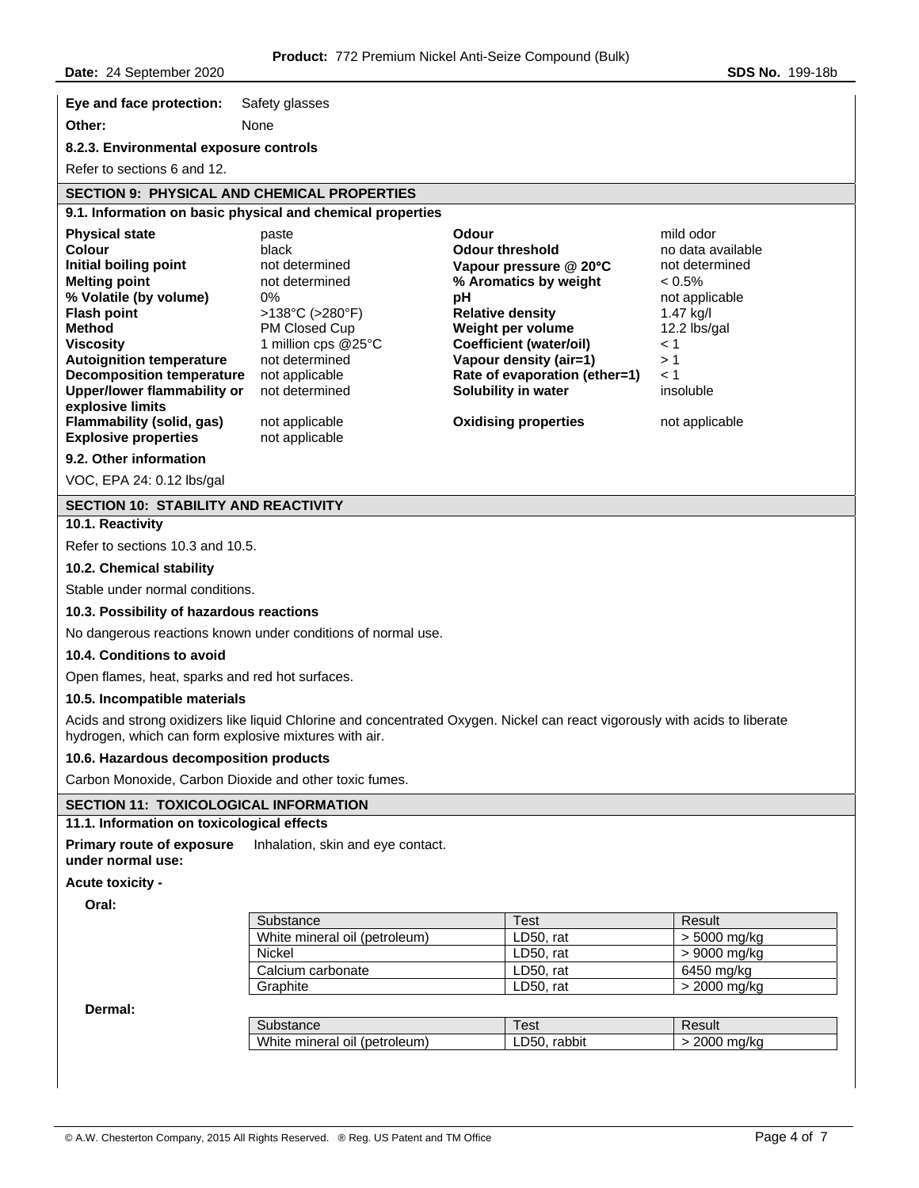**Eye and face protection:** Safety glasses

**Other:** None

**8.2.3. Environmental exposure controls**

Refer to sections 6 and 12.

## SECTION 9: PHYSICAL AND CHEMICAL PROPERTIES

### 9.1. Information on basic physical and chemical properties

| Property | Value | Property | Value |
|---|---|---|---|
| **Physical state** | paste | **Odour** | mild odor |
| **Colour** | black | **Odour threshold** | no data available |
| **Initial boiling point** | not determined | **Vapour pressure @ 20°C** | not determined |
| **Melting point** | not determined | **% Aromatics by weight** | < 0.5% |
| **% Volatile (by volume)** | 0% | **pH** | not applicable |
| **Flash point** | >138°C (>280°F) | **Relative density** | 1.47 kg/l |
| **Method** | PM Closed Cup | **Weight per volume** | 12.2 lbs/gal |
| **Viscosity** | 1 million cps @25°C | **Coefficient (water/oil)** | < 1 |
| **Autoignition temperature** | not determined | **Vapour density (air=1)** | > 1 |
| **Decomposition temperature** | not applicable | **Rate of evaporation (ether=1)** | < 1 |
| **Upper/lower flammability or explosive limits** | not determined | **Solubility in water** | insoluble |
| **Flammability (solid, gas)** | not applicable | **Oxidising properties** | not applicable |
| **Explosive properties** | not applicable | | |

### 9.2. Other information

VOC, EPA 24: 0.12 lbs/gal

## SECTION 10: STABILITY AND REACTIVITY

### 10.1. Reactivity

Refer to sections 10.3 and 10.5.

### 10.2. Chemical stability

Stable under normal conditions.

### 10.3. Possibility of hazardous reactions

No dangerous reactions known under conditions of normal use.

### 10.4. Conditions to avoid

Open flames, heat, sparks and red hot surfaces.

### 10.5. Incompatible materials

Acids and strong oxidizers like liquid Chlorine and concentrated Oxygen. Nickel can react vigorously with acids to liberate hydrogen, which can form explosive mixtures with air.

### 10.6. Hazardous decomposition products

Carbon Monoxide, Carbon Dioxide and other toxic fumes.

## SECTION 11: TOXICOLOGICAL INFORMATION

### 11.1. Information on toxicological effects

**Primary route of exposure under normal use:** Inhalation, skin and eye contact.

**Acute toxicity -**

**Oral:**

| Substance | Test | Result |
|---|---|---|
| White mineral oil (petroleum) | LD50, rat | > 5000 mg/kg |
| Nickel | LD50, rat | > 9000 mg/kg |
| Calcium carbonate | LD50, rat | 6450 mg/kg |
| Graphite | LD50, rat | > 2000 mg/kg |

**Dermal:**

| Substance | Test | Result |
|---|---|---|
| White mineral oil (petroleum) | LD50, rabbit | > 2000 mg/kg |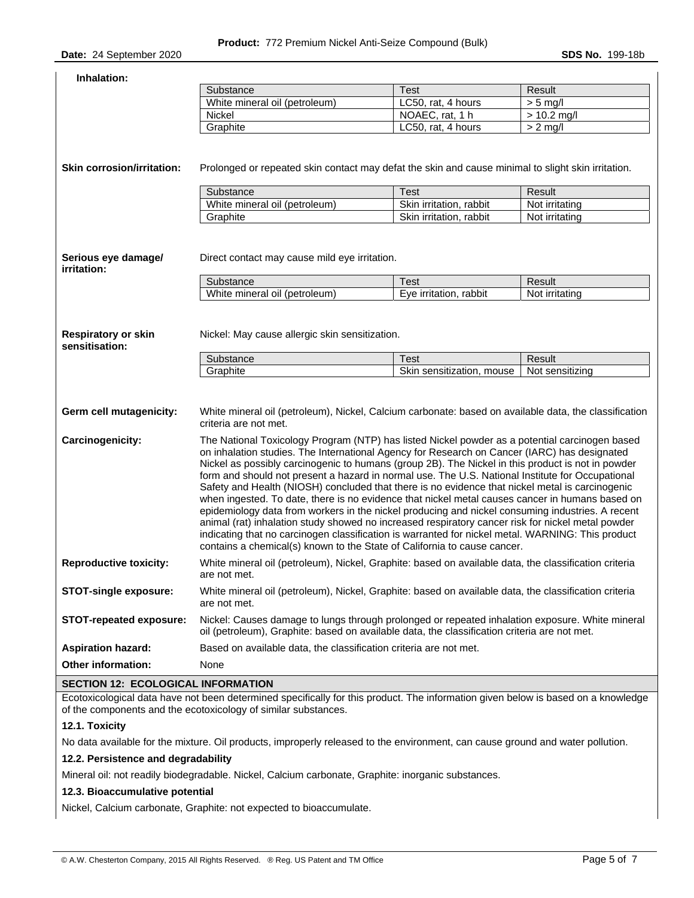**Inhalation:**

| Substance | Test | Result |
|---|---|---|
| White mineral oil (petroleum) | LC50, rat, 4 hours | > 5 mg/l |
| Nickel | NOAEC, rat, 1 h | > 10.2 mg/l |
| Graphite | LC50, rat, 4 hours | > 2 mg/l |

**Skin corrosion/irritation:** Prolonged or repeated skin contact may defat the skin and cause minimal to slight skin irritation.

| Substance | Test | Result |
|---|---|---|
| White mineral oil (petroleum) | Skin irritation, rabbit | Not irritating |
| Graphite | Skin irritation, rabbit | Not irritating |

**Serious eye damage/ irritation:** Direct contact may cause mild eye irritation.

| Substance | Test | Result |
|---|---|---|
| White mineral oil (petroleum) | Eye irritation, rabbit | Not irritating |

**Respiratory or skin sensitisation:** Nickel: May cause allergic skin sensitization.

| Substance | Test | Result |
|---|---|---|
| Graphite | Skin sensitization, mouse | Not sensitizing |

**Germ cell mutagenicity:** White mineral oil (petroleum), Nickel, Calcium carbonate: based on available data, the classification criteria are not met.

**Carcinogenicity:** The National Toxicology Program (NTP) has listed Nickel powder as a potential carcinogen based on inhalation studies. The International Agency for Research on Cancer (IARC) has designated Nickel as possibly carcinogenic to humans (group 2B). The Nickel in this product is not in powder form and should not present a hazard in normal use. The U.S. National Institute for Occupational Safety and Health (NIOSH) concluded that there is no evidence that nickel metal is carcinogenic when ingested. To date, there is no evidence that nickel metal causes cancer in humans based on epidemiology data from workers in the nickel producing and nickel consuming industries. A recent animal (rat) inhalation study showed no increased respiratory cancer risk for nickel metal powder indicating that no carcinogen classification is warranted for nickel metal. WARNING: This product contains a chemical(s) known to the State of California to cause cancer.

**Reproductive toxicity:** White mineral oil (petroleum), Nickel, Graphite: based on available data, the classification criteria are not met.

**STOT-single exposure:** White mineral oil (petroleum), Nickel, Graphite: based on available data, the classification criteria are not met.

**STOT-repeated exposure:** Nickel: Causes damage to lungs through prolonged or repeated inhalation exposure. White mineral oil (petroleum), Graphite: based on available data, the classification criteria are not met.

**Aspiration hazard:** Based on available data, the classification criteria are not met.

**Other information:** None

## SECTION 12: ECOLOGICAL INFORMATION

Ecotoxicological data have not been determined specifically for this product. The information given below is based on a knowledge of the components and the ecotoxicology of similar substances.

### 12.1. Toxicity

No data available for the mixture. Oil products, improperly released to the environment, can cause ground and water pollution.

### 12.2. Persistence and degradability

Mineral oil: not readily biodegradable. Nickel, Calcium carbonate, Graphite: inorganic substances.

### 12.3. Bioaccumulative potential

Nickel, Calcium carbonate, Graphite: not expected to bioaccumulate.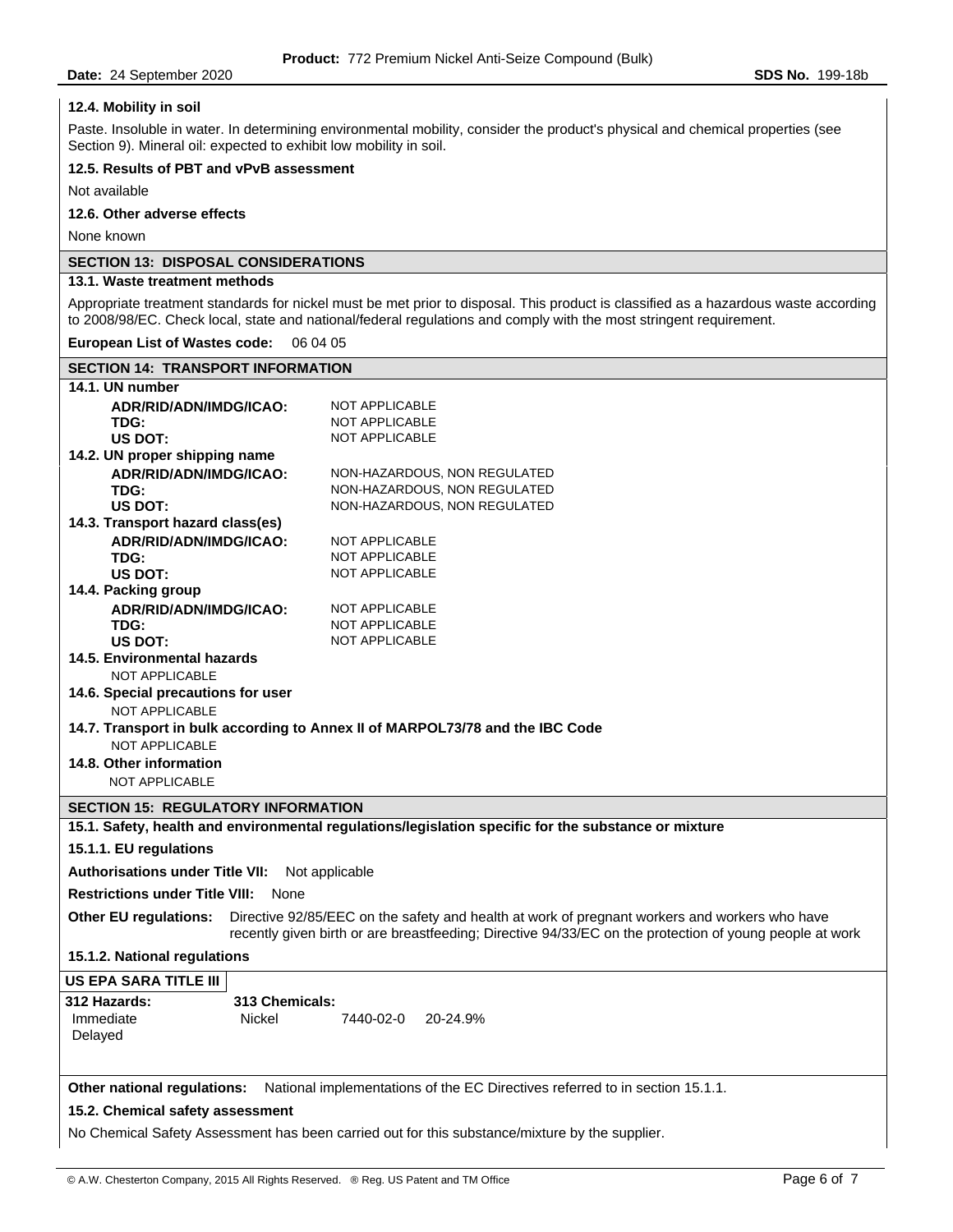### 12.4. Mobility in soil

Paste. Insoluble in water. In determining environmental mobility, consider the product's physical and chemical properties (see Section 9). Mineral oil: expected to exhibit low mobility in soil.

### 12.5. Results of PBT and vPvB assessment

Not available

### 12.6. Other adverse effects

None known

## SECTION 13: DISPOSAL CONSIDERATIONS

### 13.1. Waste treatment methods

Appropriate treatment standards for nickel must be met prior to disposal. This product is classified as a hazardous waste according to 2008/98/EC. Check local, state and national/federal regulations and comply with the most stringent requirement.

**European List of Wastes code:** 06 04 05

## SECTION 14: TRANSPORT INFORMATION

### 14.1. UN number

| | |
|---|---|
| **ADR/RID/ADN/IMDG/ICAO:** | NOT APPLICABLE |
| **TDG:** | NOT APPLICABLE |
| **US DOT:** | NOT APPLICABLE |

### 14.2. UN proper shipping name

| | |
|---|---|
| **ADR/RID/ADN/IMDG/ICAO:** | NON-HAZARDOUS, NON REGULATED |
| **TDG:** | NON-HAZARDOUS, NON REGULATED |
| **US DOT:** | NON-HAZARDOUS, NON REGULATED |

### 14.3. Transport hazard class(es)

| | |
|---|---|
| **ADR/RID/ADN/IMDG/ICAO:** | NOT APPLICABLE |
| **TDG:** | NOT APPLICABLE |
| **US DOT:** | NOT APPLICABLE |

### 14.4. Packing group

| | |
|---|---|
| **ADR/RID/ADN/IMDG/ICAO:** | NOT APPLICABLE |
| **TDG:** | NOT APPLICABLE |
| **US DOT:** | NOT APPLICABLE |

### 14.5. Environmental hazards

NOT APPLICABLE

### 14.6. Special precautions for user

NOT APPLICABLE

### 14.7. Transport in bulk according to Annex II of MARPOL73/78 and the IBC Code

NOT APPLICABLE

### 14.8. Other information

NOT APPLICABLE

## SECTION 15: REGULATORY INFORMATION

### 15.1. Safety, health and environmental regulations/legislation specific for the substance or mixture

### 15.1.1. EU regulations

**Authorisations under Title VII:** Not applicable

**Restrictions under Title VIII:** None

**Other EU regulations:** Directive 92/85/EEC on the safety and health at work of pregnant workers and workers who have recently given birth or are breastfeeding; Directive 94/33/EC on the protection of young people at work

### 15.1.2. National regulations

**US EPA SARA TITLE III**

| 312 Hazards: | 313 Chemicals: | | |
|---|---|---|---|
| Immediate | Nickel | 7440-02-0 | 20-24.9% |
| Delayed | | | |

**Other national regulations:** National implementations of the EC Directives referred to in section 15.1.1.

### 15.2. Chemical safety assessment

No Chemical Safety Assessment has been carried out for this substance/mixture by the supplier.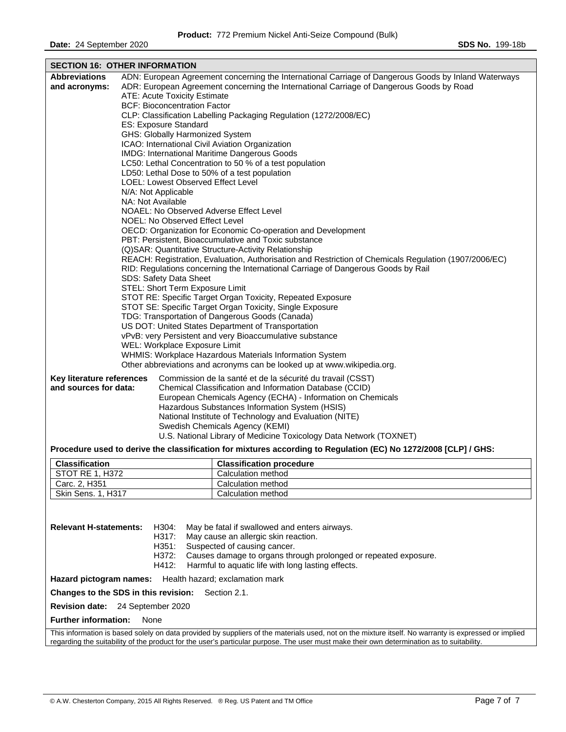## SECTION 16: OTHER INFORMATION

**Abbreviations and acronyms:**

ADN: European Agreement concerning the International Carriage of Dangerous Goods by Inland Waterways
ADR: European Agreement concerning the International Carriage of Dangerous Goods by Road
ATE: Acute Toxicity Estimate
BCF: Bioconcentration Factor
CLP: Classification Labelling Packaging Regulation (1272/2008/EC)
ES: Exposure Standard
GHS: Globally Harmonized System
ICAO: International Civil Aviation Organization
IMDG: International Maritime Dangerous Goods
LC50: Lethal Concentration to 50 % of a test population
LD50: Lethal Dose to 50% of a test population
LOEL: Lowest Observed Effect Level
N/A: Not Applicable
NA: Not Available
NOAEL: No Observed Adverse Effect Level
NOEL: No Observed Effect Level
OECD: Organization for Economic Co-operation and Development
PBT: Persistent, Bioaccumulative and Toxic substance
(Q)SAR: Quantitative Structure-Activity Relationship
REACH: Registration, Evaluation, Authorisation and Restriction of Chemicals Regulation (1907/2006/EC)
RID: Regulations concerning the International Carriage of Dangerous Goods by Rail
SDS: Safety Data Sheet
STEL: Short Term Exposure Limit
STOT RE: Specific Target Organ Toxicity, Repeated Exposure
STOT SE: Specific Target Organ Toxicity, Single Exposure
TDG: Transportation of Dangerous Goods (Canada)
US DOT: United States Department of Transportation
vPvB: very Persistent and very Bioaccumulative substance
WEL: Workplace Exposure Limit
WHMIS: Workplace Hazardous Materials Information System
Other abbreviations and acronyms can be looked up at www.wikipedia.org.

**Key literature references and sources for data:**

Commission de la santé et de la sécurité du travail (CSST)
Chemical Classification and Information Database (CCID)
European Chemicals Agency (ECHA) - Information on Chemicals
Hazardous Substances Information System (HSIS)
National Institute of Technology and Evaluation (NITE)
Swedish Chemicals Agency (KEMI)
U.S. National Library of Medicine Toxicology Data Network (TOXNET)

**Procedure used to derive the classification for mixtures according to Regulation (EC) No 1272/2008 [CLP] / GHS:**

| Classification | Classification procedure |
|---|---|
| STOT RE 1, H372 | Calculation method |
| Carc. 2, H351 | Calculation method |
| Skin Sens. 1, H317 | Calculation method |

**Relevant H-statements:**

H304: May be fatal if swallowed and enters airways.
H317: May cause an allergic skin reaction.
H351: Suspected of causing cancer.
H372: Causes damage to organs through prolonged or repeated exposure.
H412: Harmful to aquatic life with long lasting effects.

**Hazard pictogram names:** Health hazard; exclamation mark

**Changes to the SDS in this revision:** Section 2.1.

**Revision date:** 24 September 2020

**Further information:** None

This information is based solely on data provided by suppliers of the materials used, not on the mixture itself. No warranty is expressed or implied regarding the suitability of the product for the user's particular purpose. The user must make their own determination as to suitability.